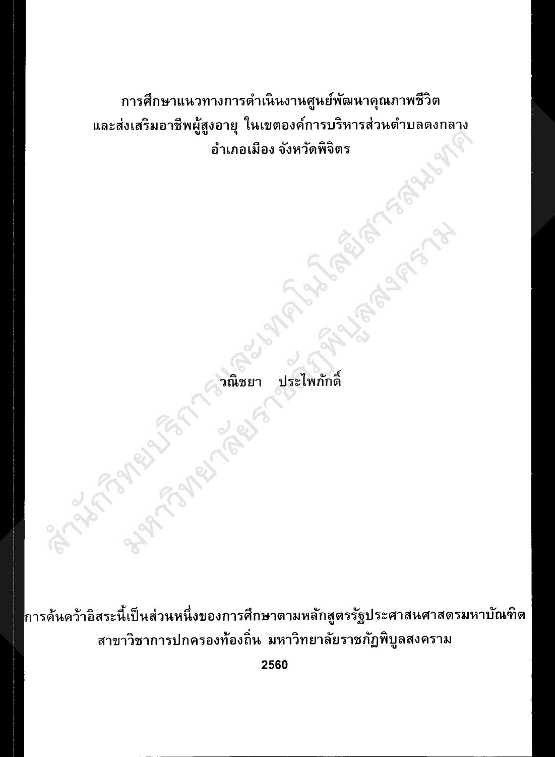# การศึกษาแนวทางการดำเนินงานศูนย์พัฒนาคุณภาพชีวิต และส่งเสริมอาชีพผู้สูงอายุ ในเขตองค์การบริหารส่วนตำบลดงกลาง อำเภอเมือง จังหวัดพิจิตร

วณิชยา ประไพภักดิ์

การค้นคว้าอิสระนี้เป็นส่วนหนึ่งของการศึกษาตามหลักสูตรรัฐประศาสนศาสตรมหาบัณฑิต
สาขาวิชาการปกครองท้องถิ่น มหาวิทยาลัยราชภัฏพิบูลสงคราม

2560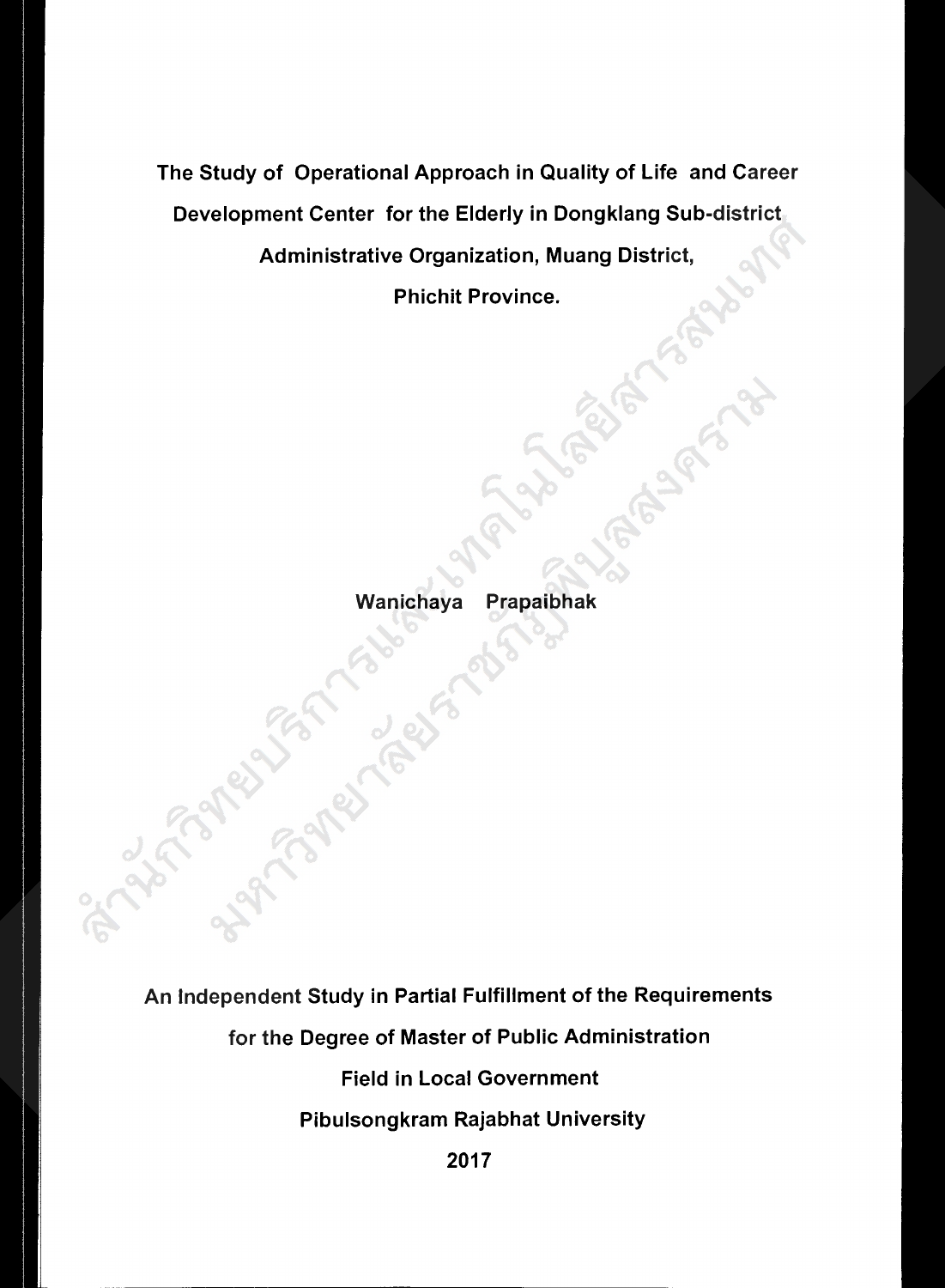# The Study of Operational Approach in Quality of Life and Career Development Center for the Elderly in Dongklang Sub-district Administrative Organization, Muang District, Phichit Province.

Wanichaya Prapaibhak

An Independent Study in Partial Fulfillment of the Requirements for the Degree of Master of Public Administration

Field in Local Government

Pibulsongkram Rajabhat University

2017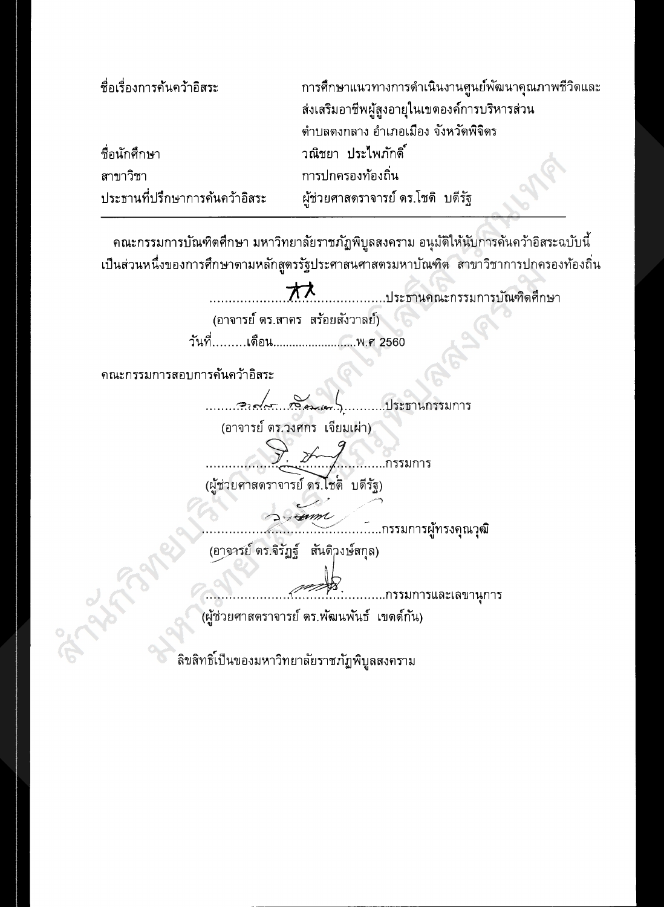ชื่อเรื่องการค้นคว้าอิสระ การศึกษาแนวทางการดำเนินงานศูนย์พัฒนาคุณภาพชีวิตและส่งเสริมอาชีพผู้สูงอายุในเขตองค์การบริหารส่วนตำบลดงกลาง อำเภอเมือง จังหวัดพิจิตร

ชื่อนักศึกษา วณิชยา ประไพภักดิ์

สาขาวิชา การปกครองท้องถิ่น

ประธานที่ปรึกษาการค้นคว้าอิสระ ผู้ช่วยศาสตราจารย์ ดร.โชติ บดีรัฐ

---

คณะกรรมการบัณฑิตศึกษา มหาวิทยาลัยราชภัฏพิบูลสงคราม อนุมัติให้นับการค้นคว้าอิสระฉบับนี้เป็นส่วนหนึ่งของการศึกษาตามหลักสูตรรัฐประศาสนศาสตรมหาบัณฑิต สาขาวิชาการปกครองท้องถิ่น

..........................................ประธานคณะกรรมการบัณฑิตศึกษา
(อาจารย์ ดร.สาคร สร้อยสังวาลย์)
วันที่.........เดือน..........................พ.ศ 2560

คณะกรรมการสอบการค้นคว้าอิสระ

..........................................ประธานกรรมการ
(อาจารย์ ดร.วงศกร เจียมเผ่า)

..........................................กรรมการ
(ผู้ช่วยศาสตราจารย์ ดร.โชติ บดีรัฐ)

..........................................กรรมการผู้ทรงคุณวุฒิ
(อาจารย์ ดร.จิรัฏฐ์ สันติวงษ์สกุล)

..........................................กรรมการและเลขานุการ
(ผู้ช่วยศาสตราจารย์ ดร.พัฒนพันธ์ เขดด์กัน)

ลิขสิทธิ์เป็นของมหาวิทยาลัยราชภัฏพิบูลสงคราม